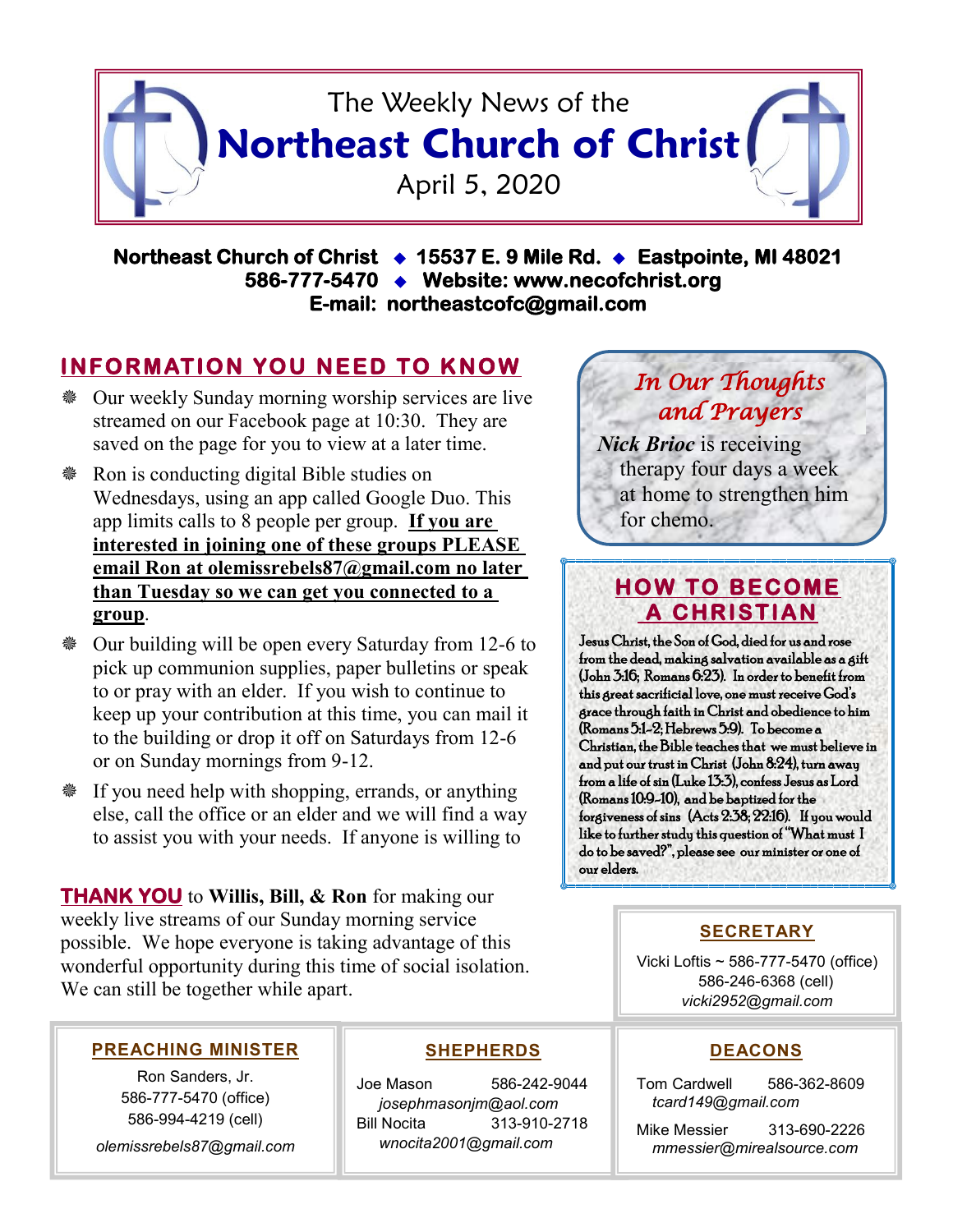# The Weekly News of the Northeast Church of Christ

April 5, 2020

**Northeast Church of Christ ◆ 15537 E. 9 Mile Rd. ◆ Eastpointe, MI 48021**
**586-777-5470 ◆ Website: www.necofchrist.org**
**E-mail: northeastcofc@gmail.com**

## INFORMATION YOU NEED TO KNOW

- Our weekly Sunday morning worship services are live streamed on our Facebook page at 10:30. They are saved on the page for you to view at a later time.
- Ron is conducting digital Bible studies on Wednesdays, using an app called Google Duo. This app limits calls to 8 people per group. **If you are interested in joining one of these groups PLEASE email Ron at olemissrebels87@gmail.com no later than Tuesday so we can get you connected to a group**.
- Our building will be open every Saturday from 12-6 to pick up communion supplies, paper bulletins or speak to or pray with an elder. If you wish to continue to keep up your contribution at this time, you can mail it to the building or drop it off on Saturdays from 12-6 or on Sunday mornings from 9-12.
- If you need help with shopping, errands, or anything else, call the office or an elder and we will find a way to assist you with your needs. If anyone is willing to

**THANK YOU** to **Willis, Bill, & Ron** for making our weekly live streams of our Sunday morning service possible. We hope everyone is taking advantage of this wonderful opportunity during this time of social isolation. We can still be together while apart.

## *In Our Thoughts and Prayers*

***Nick Brioc*** is receiving therapy four days a week at home to strengthen him for chemo.

## HOW TO BECOME A CHRISTIAN

Jesus Christ, the Son of God, died for us and rose from the dead, making salvation available as a gift (John 3:16; Romans 6:23). In order to benefit from this great sacrificial love, one must receive God's grace through faith in Christ and obedience to him (Romans 5:1-2; Hebrews 5:9). To become a Christian, the Bible teaches that we must believe in and put our trust in Christ (John 8:24), turn away from a life of sin (Luke 13:3), confess Jesus as Lord (Romans 10:9-10), and be baptized for the forgiveness of sins (Acts 2:38; 22:16). If you would like to further study this question of "What must I do to be saved?", please see our minister or one of our elders.

### SECRETARY

Vicki Loftis ~ 586-777-5470 (office)
586-246-6368 (cell)
*vicki2952@gmail.com*

### PREACHING MINISTER

Ron Sanders, Jr.
586-777-5470 (office)
586-994-4219 (cell)
*olemissrebels87@gmail.com*

### SHEPHERDS

Joe Mason 586-242-9044
*josephmasonjm@aol.com*
Bill Nocita 313-910-2718
*wnocita2001@gmail.com*

### DEACONS

Tom Cardwell 586-362-8609
*tcard149@gmail.com*
Mike Messier 313-690-2226
*mmessier@mirealsource.com*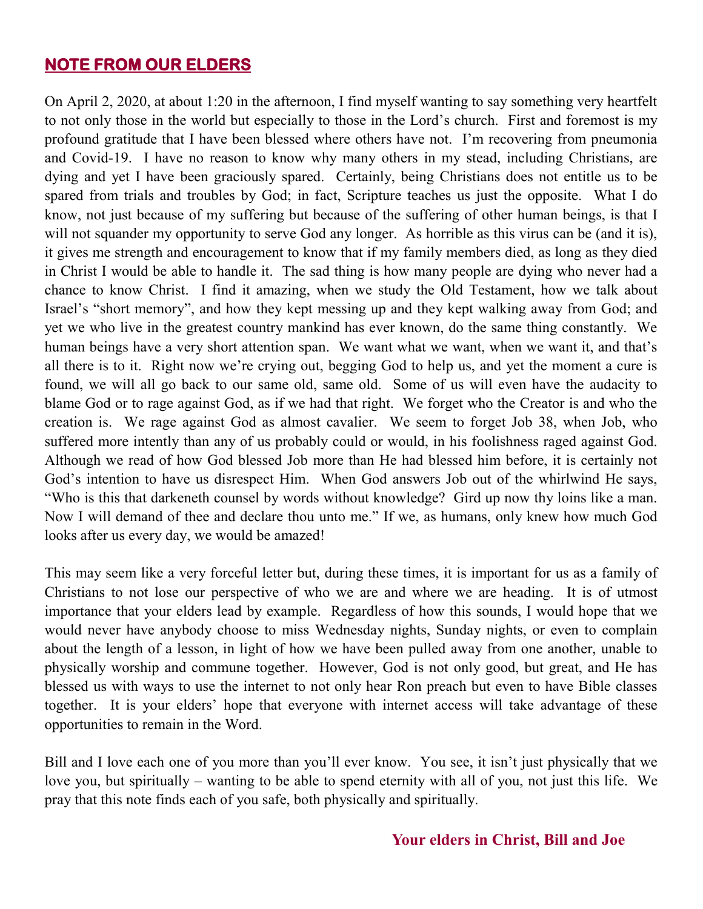## NOTE FROM OUR ELDERS

On April 2, 2020, at about 1:20 in the afternoon, I find myself wanting to say something very heartfelt to not only those in the world but especially to those in the Lord's church. First and foremost is my profound gratitude that I have been blessed where others have not. I'm recovering from pneumonia and Covid-19. I have no reason to know why many others in my stead, including Christians, are dying and yet I have been graciously spared. Certainly, being Christians does not entitle us to be spared from trials and troubles by God; in fact, Scripture teaches us just the opposite. What I do know, not just because of my suffering but because of the suffering of other human beings, is that I will not squander my opportunity to serve God any longer. As horrible as this virus can be (and it is), it gives me strength and encouragement to know that if my family members died, as long as they died in Christ I would be able to handle it. The sad thing is how many people are dying who never had a chance to know Christ. I find it amazing, when we study the Old Testament, how we talk about Israel's "short memory", and how they kept messing up and they kept walking away from God; and yet we who live in the greatest country mankind has ever known, do the same thing constantly. We human beings have a very short attention span. We want what we want, when we want it, and that's all there is to it. Right now we're crying out, begging God to help us, and yet the moment a cure is found, we will all go back to our same old, same old. Some of us will even have the audacity to blame God or to rage against God, as if we had that right. We forget who the Creator is and who the creation is. We rage against God as almost cavalier. We seem to forget Job 38, when Job, who suffered more intently than any of us probably could or would, in his foolishness raged against God. Although we read of how God blessed Job more than He had blessed him before, it is certainly not God's intention to have us disrespect Him. When God answers Job out of the whirlwind He says, "Who is this that darkeneth counsel by words without knowledge? Gird up now thy loins like a man. Now I will demand of thee and declare thou unto me." If we, as humans, only knew how much God looks after us every day, we would be amazed!

This may seem like a very forceful letter but, during these times, it is important for us as a family of Christians to not lose our perspective of who we are and where we are heading. It is of utmost importance that your elders lead by example. Regardless of how this sounds, I would hope that we would never have anybody choose to miss Wednesday nights, Sunday nights, or even to complain about the length of a lesson, in light of how we have been pulled away from one another, unable to physically worship and commune together. However, God is not only good, but great, and He has blessed us with ways to use the internet to not only hear Ron preach but even to have Bible classes together. It is your elders' hope that everyone with internet access will take advantage of these opportunities to remain in the Word.

Bill and I love each one of you more than you'll ever know. You see, it isn't just physically that we love you, but spiritually – wanting to be able to spend eternity with all of you, not just this life. We pray that this note finds each of you safe, both physically and spiritually.

**Your elders in Christ, Bill and Joe**